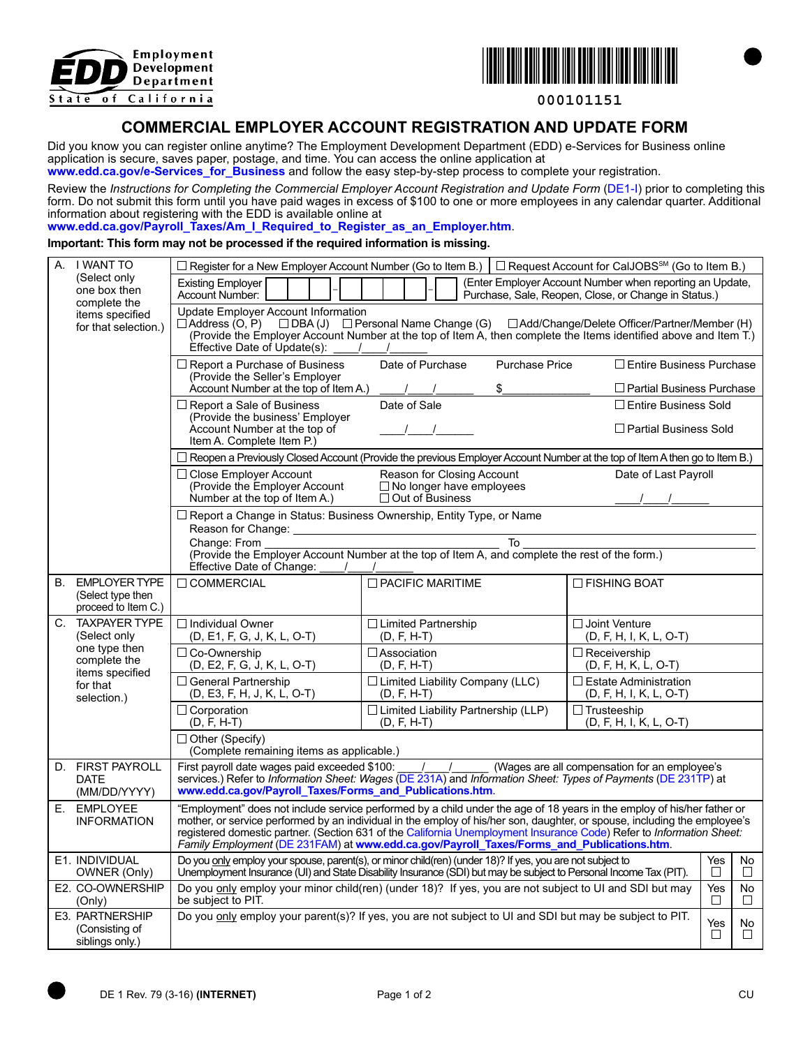Employment Development Department
State of California

000101151

# COMMERCIAL EMPLOYER ACCOUNT REGISTRATION AND UPDATE FORM

Did you know you can register online anytime? The Employment Development Department (EDD) e-Services for Business online application is secure, saves paper, postage, and time. You can access the online application at **www.edd.ca.gov/e-Services_for_Business** and follow the easy step-by-step process to complete your registration.

Review the *Instructions for Completing the Commercial Employer Account Registration and Update Form* (DE1-I) prior to completing this form. Do not submit this form until you have paid wages in excess of $100 to one or more employees in any calendar quarter. Additional information about registering with the EDD is available online at **www.edd.ca.gov/Payroll_Taxes/Am_I_Required_to_Register_as_an_Employer.htm**.

**Important: This form may not be processed if the required information is missing.**

| Section | | | |
|---|---|---|---|
| A. I WANT TO (Select only one box then complete the items specified for that selection.) | ☐ Register for a New Employer Account Number (Go to Item B.) | ☐ Request Account for CalJOBS[SM] (Go to Item B.) | |
| | Existing Employer Account Number: ___ – ___ – ___ | (Enter Employer Account Number when reporting an Update, Purchase, Sale, Reopen, Close, or Change in Status.) | |
| | Update Employer Account Information ☐ Address (O, P) ☐ DBA (J) ☐ Personal Name Change (G) ☐ Add/Change/Delete Officer/Partner/Member (H) (Provide the Employer Account Number at the top of Item A, then complete the Items identified above and Item T.) Effective Date of Update(s): ____/____/______ | | |
| | ☐ Report a Purchase of Business (Provide the Seller's Employer Account Number at the top of Item A.) | Date of Purchase ____/____/______ Purchase Price $______________ | ☐ Entire Business Purchase ☐ Partial Business Purchase |
| | ☐ Report a Sale of Business (Provide the business' Employer Account Number at the top of Item A. Complete Item P.) | Date of Sale ____/____/______ | ☐ Entire Business Sold ☐ Partial Business Sold |
| | ☐ Reopen a Previously Closed Account (Provide the previous Employer Account Number at the top of Item A then go to Item B.) | | |
| | ☐ Close Employer Account (Provide the Employer Account Number at the top of Item A.) | Reason for Closing Account ☐ No longer have employees ☐ Out of Business | Date of Last Payroll ____/____/______ |
| | ☐ Report a Change in Status: Business Ownership, Entity Type, or Name. Reason for Change: ______ Change: From ______ To ______ (Provide the Employer Account Number at the top of Item A, and complete the rest of the form.) Effective Date of Change: ____/____/______ | | |
| B. EMPLOYER TYPE (Select type then proceed to Item C.) | ☐ COMMERCIAL | ☐ PACIFIC MARITIME | ☐ FISHING BOAT |
| C. TAXPAYER TYPE (Select only one type then complete the items specified for that selection.) | ☐ Individual Owner (D, E1, F, G, J, K, L, O-T) | ☐ Limited Partnership (D, F, H-T) | ☐ Joint Venture (D, F, H, I, K, L, O-T) |
| | ☐ Co-Ownership (D, E2, F, G, J, K, L, O-T) | ☐ Association (D, F, H-T) | ☐ Receivership (D, F, H, K, L, O-T) |
| | ☐ General Partnership (D, E3, F, H, J, K, L, O-T) | ☐ Limited Liability Company (LLC) (D, F, H-T) | ☐ Estate Administration (D, F, H, I, K, L, O-T) |
| | ☐ Corporation (D, F, H-T) | ☐ Limited Liability Partnership (LLP) (D, F, H-T) | ☐ Trusteeship (D, F, H, I, K, L, O-T) |
| | ☐ Other (Specify) (Complete remaining items as applicable.) | | |
| D. FIRST PAYROLL DATE (MM/DD/YYYY) | First payroll date wages paid exceeded $100: ____/____/______ (Wages are all compensation for an employee's services.) Refer to *Information Sheet: Wages* (DE 231A) and *Information Sheet: Types of Payments* (DE 231TP) at **www.edd.ca.gov/Payroll_Taxes/Forms_and_Publications.htm**. | | |
| E. EMPLOYEE INFORMATION | "Employment" does not include service performed by a child under the age of 18 years in the employ of his/her father or mother, or service performed by an individual in the employ of his/her son, daughter, or spouse, including the employee's registered domestic partner. (Section 631 of the California Unemployment Insurance Code) Refer to *Information Sheet: Family Employment* (DE 231FAM) at **www.edd.ca.gov/Payroll_Taxes/Forms_and_Publications.htm**. | | |
| E1. INDIVIDUAL OWNER (Only) | Do you only employ your spouse, parent(s), or minor child(ren) (under 18)? If yes, you are not subject to Unemployment Insurance (UI) and State Disability Insurance (SDI) but may be subject to Personal Income Tax (PIT). | Yes ☐ | No ☐ |
| E2. CO-OWNERSHIP (Only) | Do you only employ your minor child(ren) (under 18)? If yes, you are not subject to UI and SDI but may be subject to PIT. | Yes ☐ | No ☐ |
| E3. PARTNERSHIP (Consisting of siblings only.) | Do you only employ your parent(s)? If yes, you are not subject to UI and SDI but may be subject to PIT. | Yes ☐ | No ☐ |

DE 1 Rev. 79 (3-16) **(INTERNET)** CU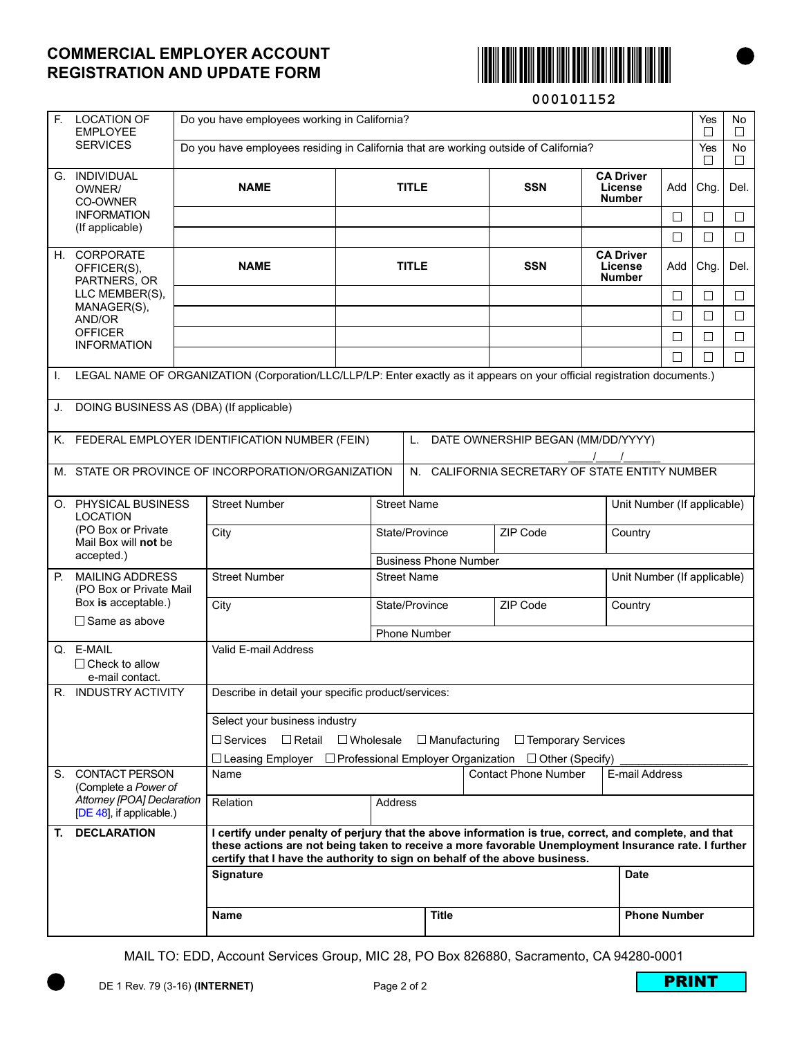# COMMERCIAL EMPLOYER ACCOUNT REGISTRATION AND UPDATE FORM

000101152

| | | | |
|---|---|---|---|
| F. LOCATION OF EMPLOYEE SERVICES | Do you have employees working in California? | Yes ☐ | No ☐ |
| | Do you have employees residing in California that are working outside of California? | Yes ☐ | No ☐ |

**G. INDIVIDUAL OWNER/ CO-OWNER INFORMATION (If applicable)**

| NAME | TITLE | SSN | CA Driver License Number | Add | Chg. | Del. |
|---|---|---|---|---|---|---|
| | | | | ☐ | ☐ | ☐ |
| | | | | ☐ | ☐ | ☐ |

**H. CORPORATE OFFICER(S), PARTNERS, OR LLC MEMBER(S), MANAGER(S), AND/OR OFFICER INFORMATION**

| NAME | TITLE | SSN | CA Driver License Number | Add | Chg. | Del. |
|---|---|---|---|---|---|---|
| | | | | ☐ | ☐ | ☐ |
| | | | | ☐ | ☐ | ☐ |
| | | | | ☐ | ☐ | ☐ |
| | | | | ☐ | ☐ | ☐ |

I. LEGAL NAME OF ORGANIZATION (Corporation/LLC/LLP/LP: Enter exactly as it appears on your official registration documents.)

J. DOING BUSINESS AS (DBA) (If applicable)

K. FEDERAL EMPLOYER IDENTIFICATION NUMBER (FEIN)

L. DATE OWNERSHIP BEGAN (MM/DD/YYYY) ____/____/______

M. STATE OR PROVINCE OF INCORPORATION/ORGANIZATION

N. CALIFORNIA SECRETARY OF STATE ENTITY NUMBER

**O. PHYSICAL BUSINESS LOCATION** (PO Box or Private Mail Box will **not** be accepted.)

| Street Number | Street Name | | Unit Number (If applicable) |
|---|---|---|---|
| City | State/Province | ZIP Code | Country |
| | Business Phone Number | | |

**P. MAILING ADDRESS** (PO Box or Private Mail Box **is** acceptable.)

☐ Same as above

| Street Number | Street Name | | Unit Number (If applicable) |
|---|---|---|---|
| City | State/Province | ZIP Code | Country |
| | Phone Number | | |

**Q. E-MAIL**

☐ Check to allow e-mail contact.

Valid E-mail Address

**R. INDUSTRY ACTIVITY**

Describe in detail your specific product/services:

Select your business industry

☐ Services ☐ Retail ☐ Wholesale ☐ Manufacturing ☐ Temporary Services

☐ Leasing Employer ☐ Professional Employer Organization ☐ Other (Specify) ____________________

**S. CONTACT PERSON** (Complete a *Power of Attorney [POA] Declaration* [DE 48], if applicable.)

| Name | | Contact Phone Number | E-mail Address |
|---|---|---|---|
| Relation | Address | | |

**T. DECLARATION**

**I certify under penalty of perjury that the above information is true, correct, and complete, and that these actions are not being taken to receive a more favorable Unemployment Insurance rate. I further certify that I have the authority to sign on behalf of the above business.**

| **Signature** | | **Date** |
|---|---|---|
| **Name** | **Title** | **Phone Number** |

MAIL TO: EDD, Account Services Group, MIC 28, PO Box 826880, Sacramento, CA 94280-0001

DE 1 Rev. 79 (3-16) **(INTERNET)**

PRINT